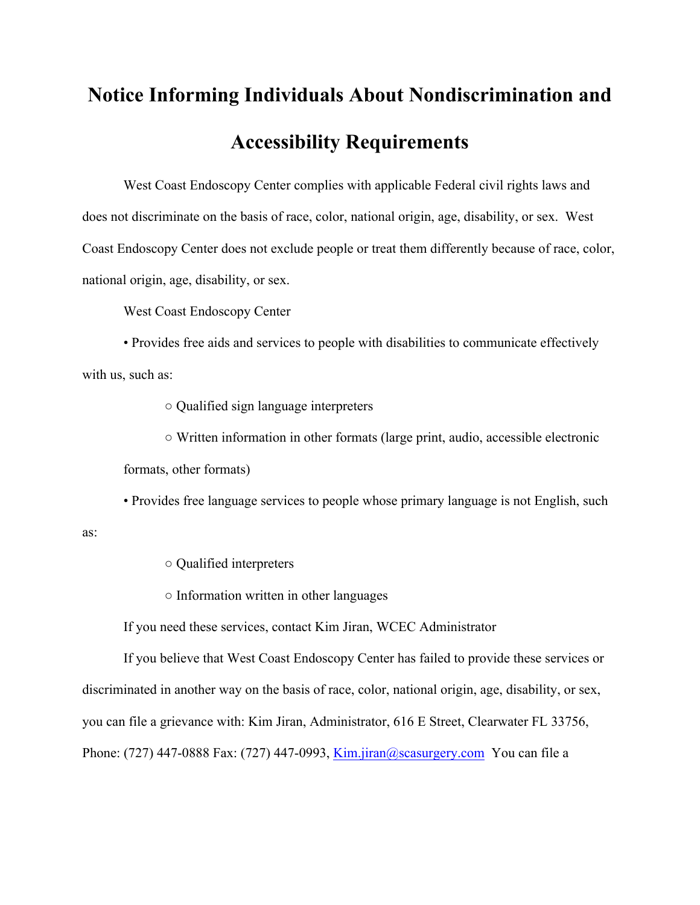# Notice Informing Individuals About Nondiscrimination and Accessibility Requirements

West Coast Endoscopy Center complies with applicable Federal civil rights laws and does not discriminate on the basis of race, color, national origin, age, disability, or sex. West Coast Endoscopy Center does not exclude people or treat them differently because of race, color, national origin, age, disability, or sex.

West Coast Endoscopy Center

- Provides free aids and services to people with disabilities to communicate effectively with us, such as:
  - Qualified sign language interpreters
  - Written information in other formats (large print, audio, accessible electronic formats, other formats)
- Provides free language services to people whose primary language is not English, such as:
  - Qualified interpreters
  - Information written in other languages

If you need these services, contact Kim Jiran, WCEC Administrator

If you believe that West Coast Endoscopy Center has failed to provide these services or discriminated in another way on the basis of race, color, national origin, age, disability, or sex, you can file a grievance with: Kim Jiran, Administrator, 616 E Street, Clearwater FL 33756, Phone: (727) 447-0888 Fax: (727) 447-0993, Kim.jiran@scasurgery.com You can file a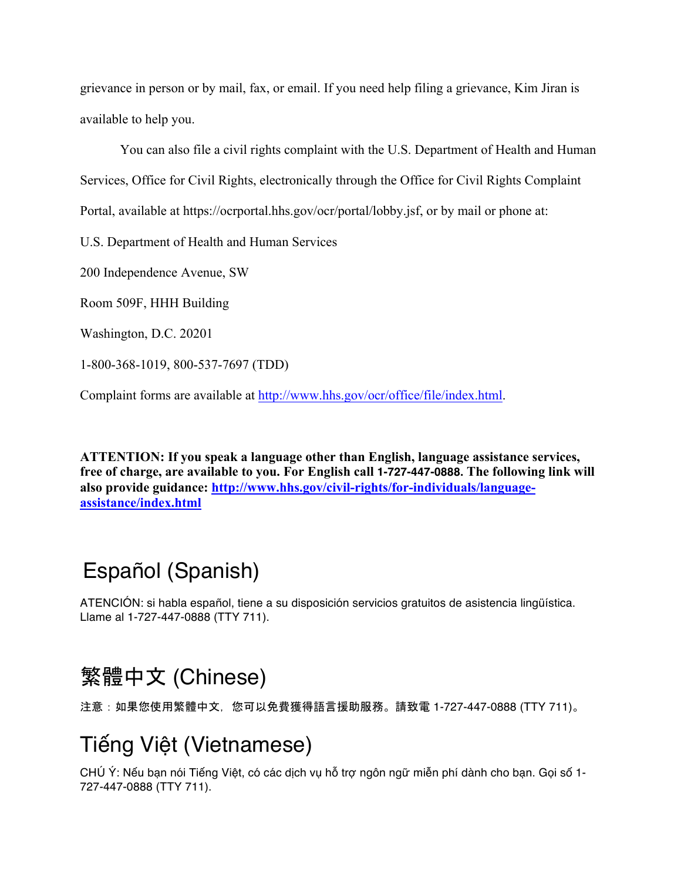grievance in person or by mail, fax, or email. If you need help filing a grievance, Kim Jiran is available to help you.

You can also file a civil rights complaint with the U.S. Department of Health and Human Services, Office for Civil Rights, electronically through the Office for Civil Rights Complaint Portal, available at https://ocrportal.hhs.gov/ocr/portal/lobby.jsf, or by mail or phone at:

U.S. Department of Health and Human Services

200 Independence Avenue, SW

Room 509F, HHH Building

Washington, D.C. 20201

1-800-368-1019, 800-537-7697 (TDD)

Complaint forms are available at [http://www.hhs.gov/ocr/office/file/index.html](http://www.hhs.gov/ocr/office/file/index.html).

**ATTENTION: If you speak a language other than English, language assistance services, free of charge, are available to you. For English call 1-727-447-0888. The following link will also provide guidance: [http://www.hhs.gov/civil-rights/for-individuals/language-assistance/index.html](http://www.hhs.gov/civil-rights/for-individuals/language-assistance/index.html)**

## Español (Spanish)

ATENCIÓN: si habla español, tiene a su disposición servicios gratuitos de asistencia lingüística. Llame al 1-727-447-0888 (TTY 711).

## 繁體中文 (Chinese)

注意：如果您使用繁體中文，您可以免費獲得語言援助服務。請致電 1-727-447-0888 (TTY 711)。

## Tiếng Việt (Vietnamese)

CHÚ Ý: Nếu bạn nói Tiếng Việt, có các dịch vụ hỗ trợ ngôn ngữ miễn phí dành cho bạn. Gọi số 1-727-447-0888 (TTY 711).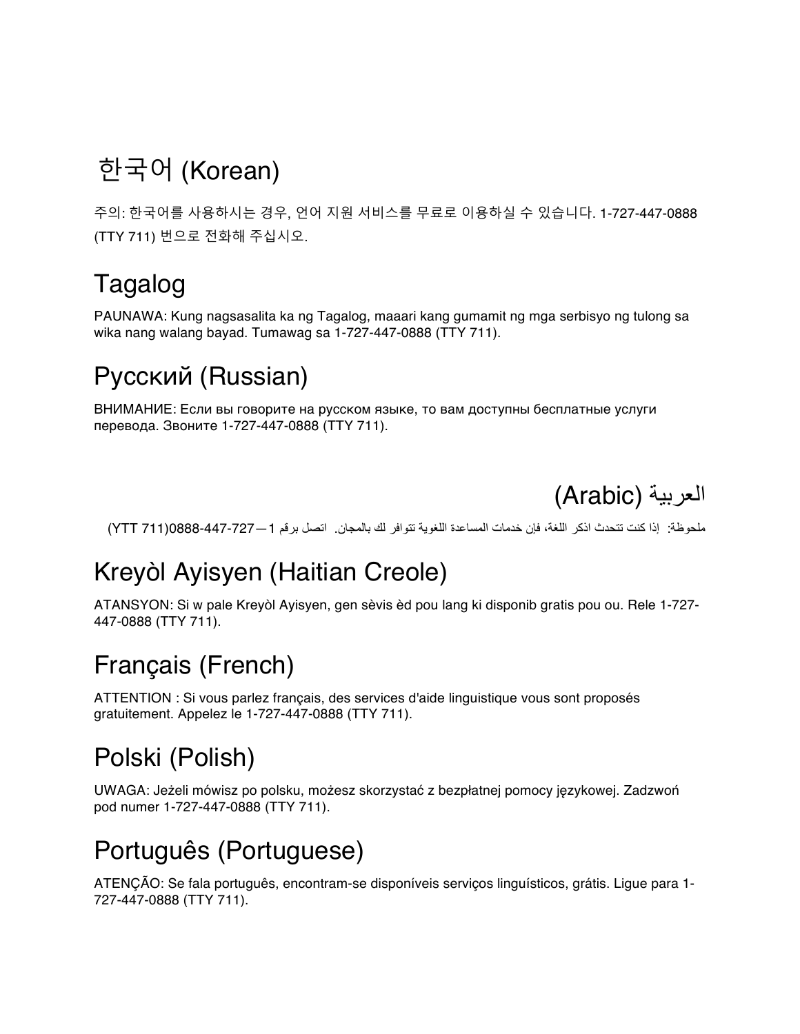## 한국어 (Korean)

주의: 한국어를 사용하시는 경우, 언어 지원 서비스를 무료로 이용하실 수 있습니다. 1-727-447-0888 (TTY 711) 번으로 전화해 주십시오.

## Tagalog

PAUNAWA: Kung nagsasalita ka ng Tagalog, maaari kang gumamit ng mga serbisyo ng tulong sa wika nang walang bayad. Tumawag sa 1-727-447-0888 (TTY 711).

## Русский (Russian)

ВНИМАНИЕ: Если вы говорите на русском языке, то вам доступны бесплатные услуги перевода. Звоните 1-727-447-0888 (TTY 711).

## العربية (Arabic)

ملحوظة: إذا كنت تتحدث اذكر اللغة، فإن خدمات المساعدة اللغوية تتوافر لك بالمجان. اتصل برقم 1—727-447-0888 (711 YTT)

## Kreyòl Ayisyen (Haitian Creole)

ATANSYON: Si w pale Kreyòl Ayisyen, gen sèvis èd pou lang ki disponib gratis pou ou. Rele 1-727-447-0888 (TTY 711).

## Français (French)

ATTENTION : Si vous parlez français, des services d'aide linguistique vous sont proposés gratuitement. Appelez le 1-727-447-0888 (TTY 711).

## Polski (Polish)

UWAGA: Jeżeli mówisz po polsku, możesz skorzystać z bezpłatnej pomocy językowej. Zadzwoń pod numer 1-727-447-0888 (TTY 711).

## Português (Portuguese)

ATENÇÃO: Se fala português, encontram-se disponíveis serviços linguísticos, grátis. Ligue para 1-727-447-0888 (TTY 711).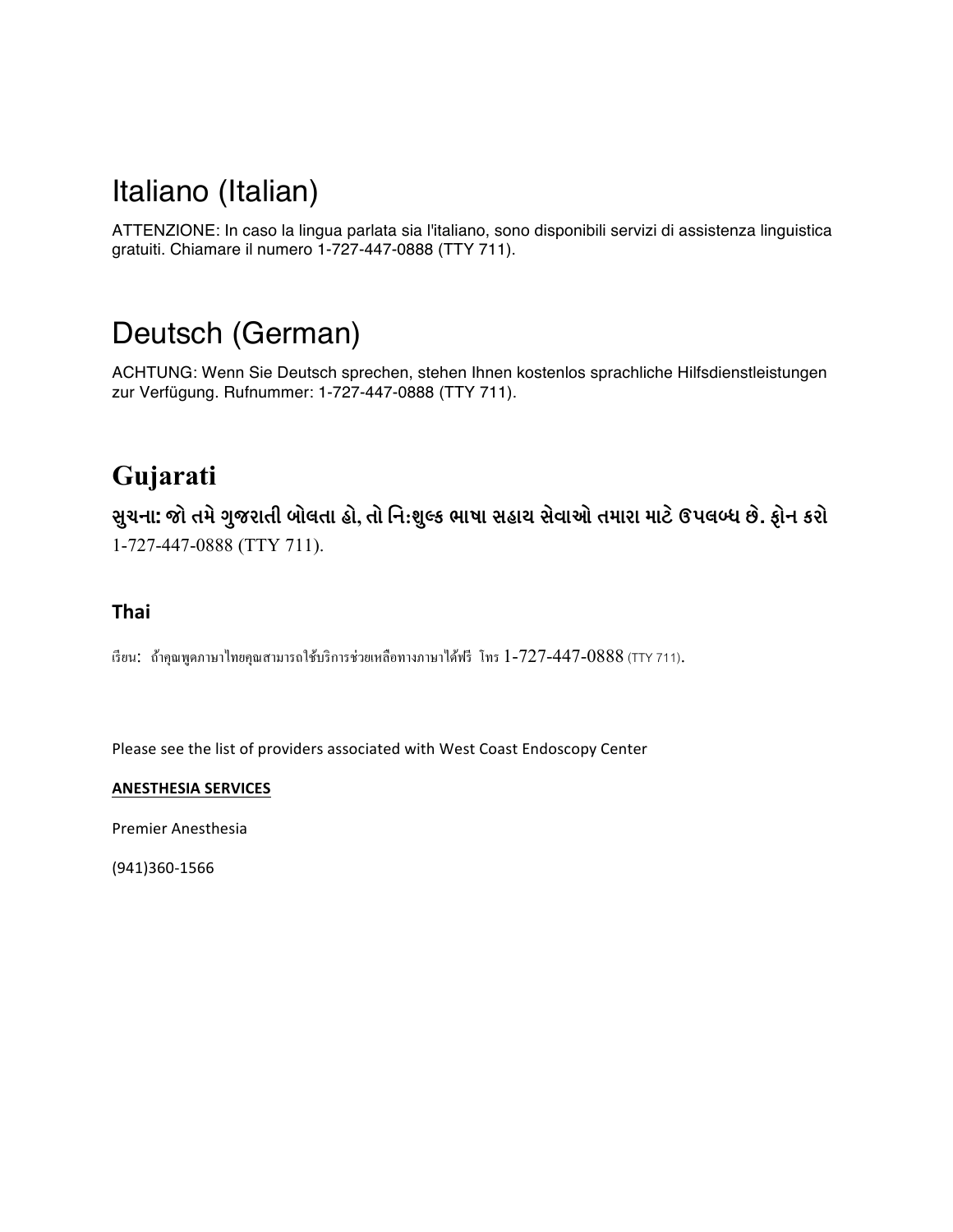## Italiano (Italian)

ATTENZIONE: In caso la lingua parlata sia l'italiano, sono disponibili servizi di assistenza linguistica gratuiti. Chiamare il numero 1-727-447-0888 (TTY 711).

## Deutsch (German)

ACHTUNG: Wenn Sie Deutsch sprechen, stehen Ihnen kostenlos sprachliche Hilfsdienstleistungen zur Verfügung. Rufnummer: 1-727-447-0888 (TTY 711).

## Gujarati

**સુચના: જો તમે ગુજરાતી બોલતા હો, તો નિ:શુલ્ક ભાષા સહાય સેવાઓ તમારા માટે ઉપલબ્ધ છે. ફોન કરો** 1-727-447-0888 (TTY 711).

### Thai

เรียน: ถ้าคุณพูดภาษาไทยคุณสามารถใช้บริการช่วยเหลือทางภาษาได้ฟรี โทร 1-727-447-0888 (TTY 711).

Please see the list of providers associated with West Coast Endoscopy Center

**ANESTHESIA SERVICES**

Premier Anesthesia

(941)360-1566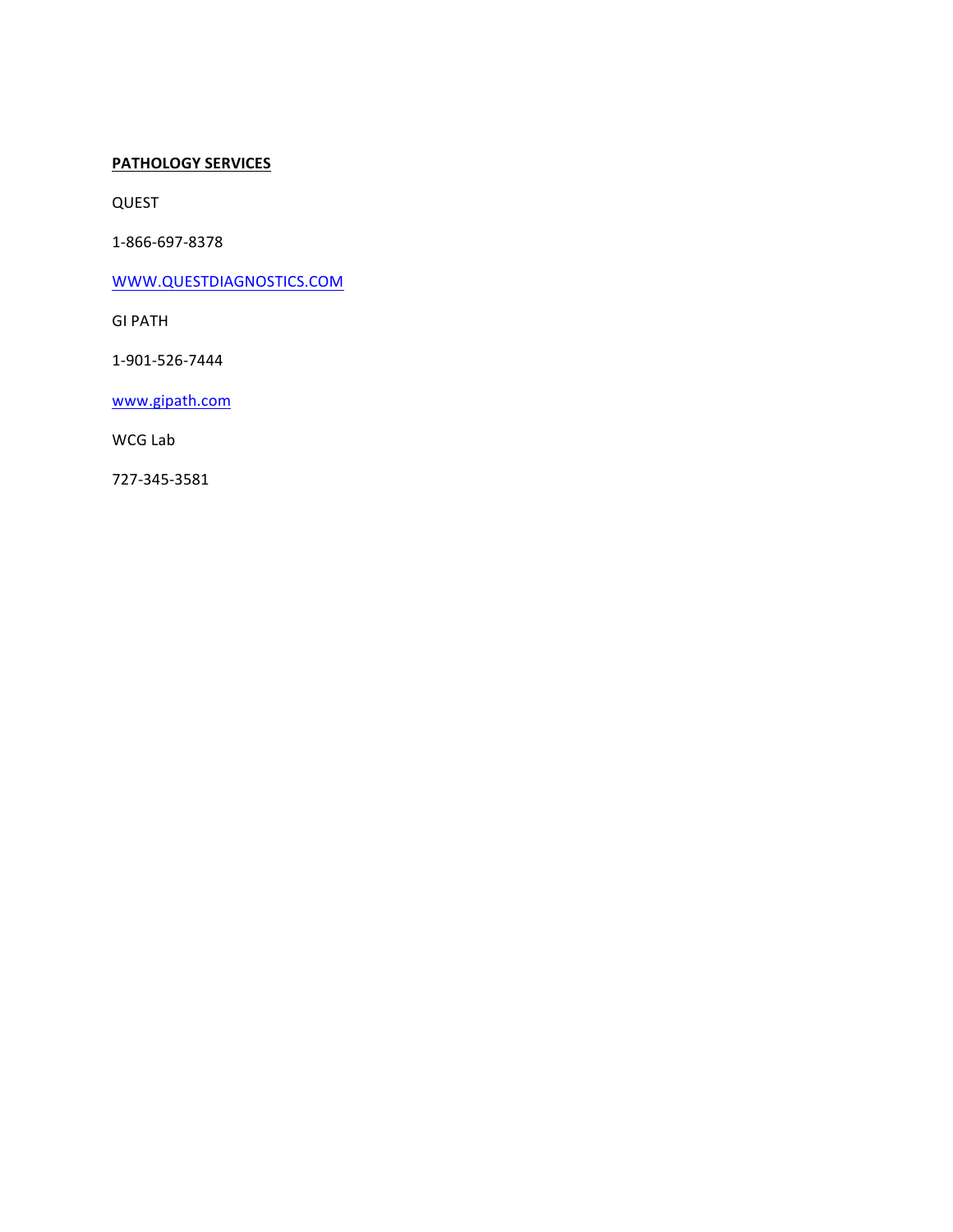**PATHOLOGY SERVICES**

QUEST

1-866-697-8378

WWW.QUESTDIAGNOSTICS.COM

GI PATH

1-901-526-7444

www.gipath.com

WCG Lab

727-345-3581